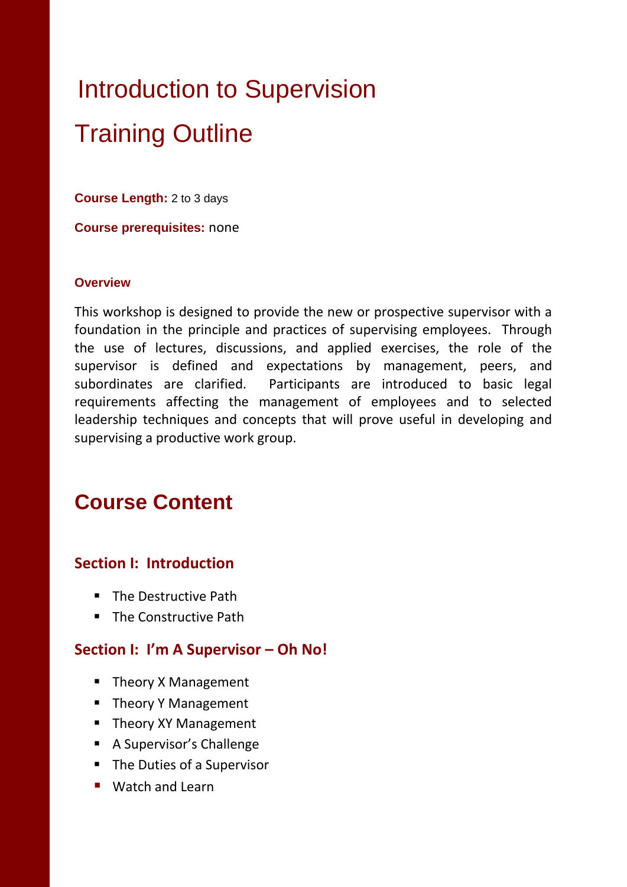# Introduction to Supervision

# Training Outline

**Course Length:** 2 to 3 days

**Course prerequisites:** none

### Overview

This workshop is designed to provide the new or prospective supervisor with a foundation in the principle and practices of supervising employees. Through the use of lectures, discussions, and applied exercises, the role of the supervisor is defined and expectations by management, peers, and subordinates are clarified. Participants are introduced to basic legal requirements affecting the management of employees and to selected leadership techniques and concepts that will prove useful in developing and supervising a productive work group.

## Course Content

### Section I: Introduction

- The Destructive Path
- The Constructive Path

### Section I: I'm A Supervisor – Oh No!

- Theory X Management
- Theory Y Management
- Theory XY Management
- A Supervisor's Challenge
- The Duties of a Supervisor
- Watch and Learn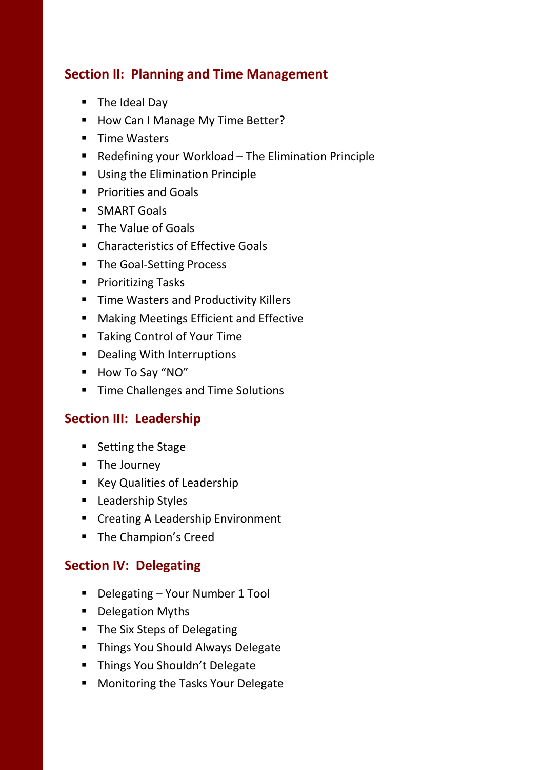## Section II: Planning and Time Management

- The Ideal Day
- How Can I Manage My Time Better?
- Time Wasters
- Redefining your Workload – The Elimination Principle
- Using the Elimination Principle
- Priorities and Goals
- SMART Goals
- The Value of Goals
- Characteristics of Effective Goals
- The Goal-Setting Process
- Prioritizing Tasks
- Time Wasters and Productivity Killers
- Making Meetings Efficient and Effective
- Taking Control of Your Time
- Dealing With Interruptions
- How To Say "NO"
- Time Challenges and Time Solutions

## Section III: Leadership

- Setting the Stage
- The Journey
- Key Qualities of Leadership
- Leadership Styles
- Creating A Leadership Environment
- The Champion's Creed

## Section IV: Delegating

- Delegating – Your Number 1 Tool
- Delegation Myths
- The Six Steps of Delegating
- Things You Should Always Delegate
- Things You Shouldn't Delegate
- Monitoring the Tasks Your Delegate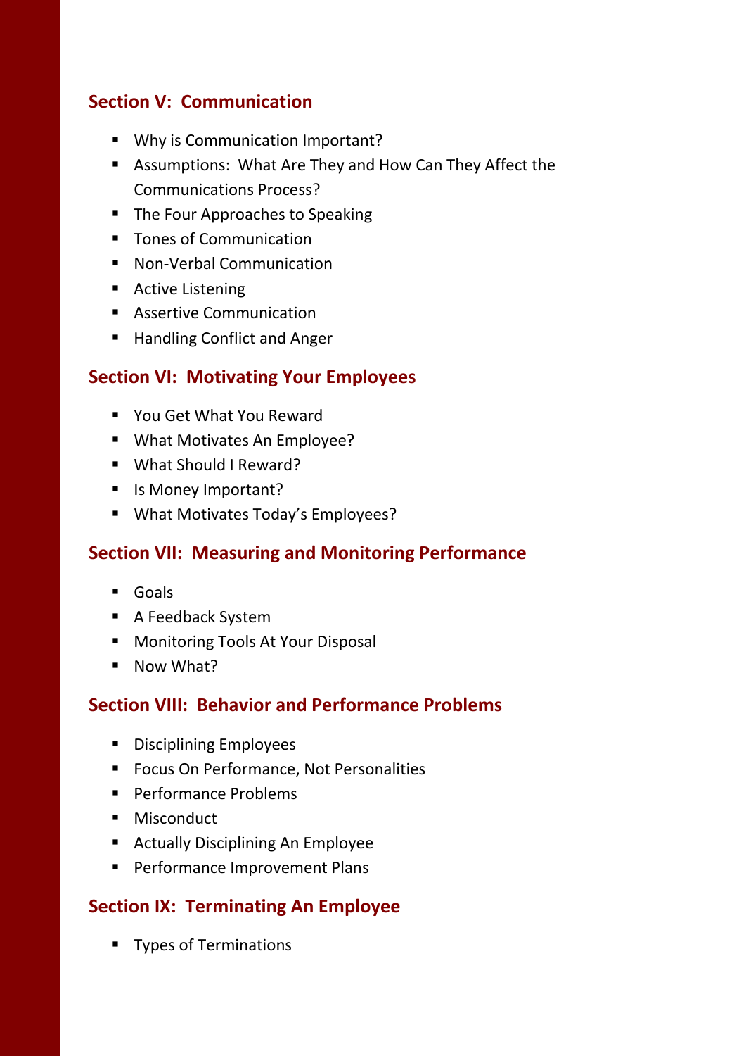## Section V: Communication

- Why is Communication Important?
- Assumptions: What Are They and How Can They Affect the Communications Process?
- The Four Approaches to Speaking
- Tones of Communication
- Non-Verbal Communication
- Active Listening
- Assertive Communication
- Handling Conflict and Anger

## Section VI: Motivating Your Employees

- You Get What You Reward
- What Motivates An Employee?
- What Should I Reward?
- Is Money Important?
- What Motivates Today's Employees?

## Section VII: Measuring and Monitoring Performance

- Goals
- A Feedback System
- Monitoring Tools At Your Disposal
- Now What?

## Section VIII: Behavior and Performance Problems

- Disciplining Employees
- Focus On Performance, Not Personalities
- Performance Problems
- Misconduct
- Actually Disciplining An Employee
- Performance Improvement Plans

## Section IX: Terminating An Employee

- Types of Terminations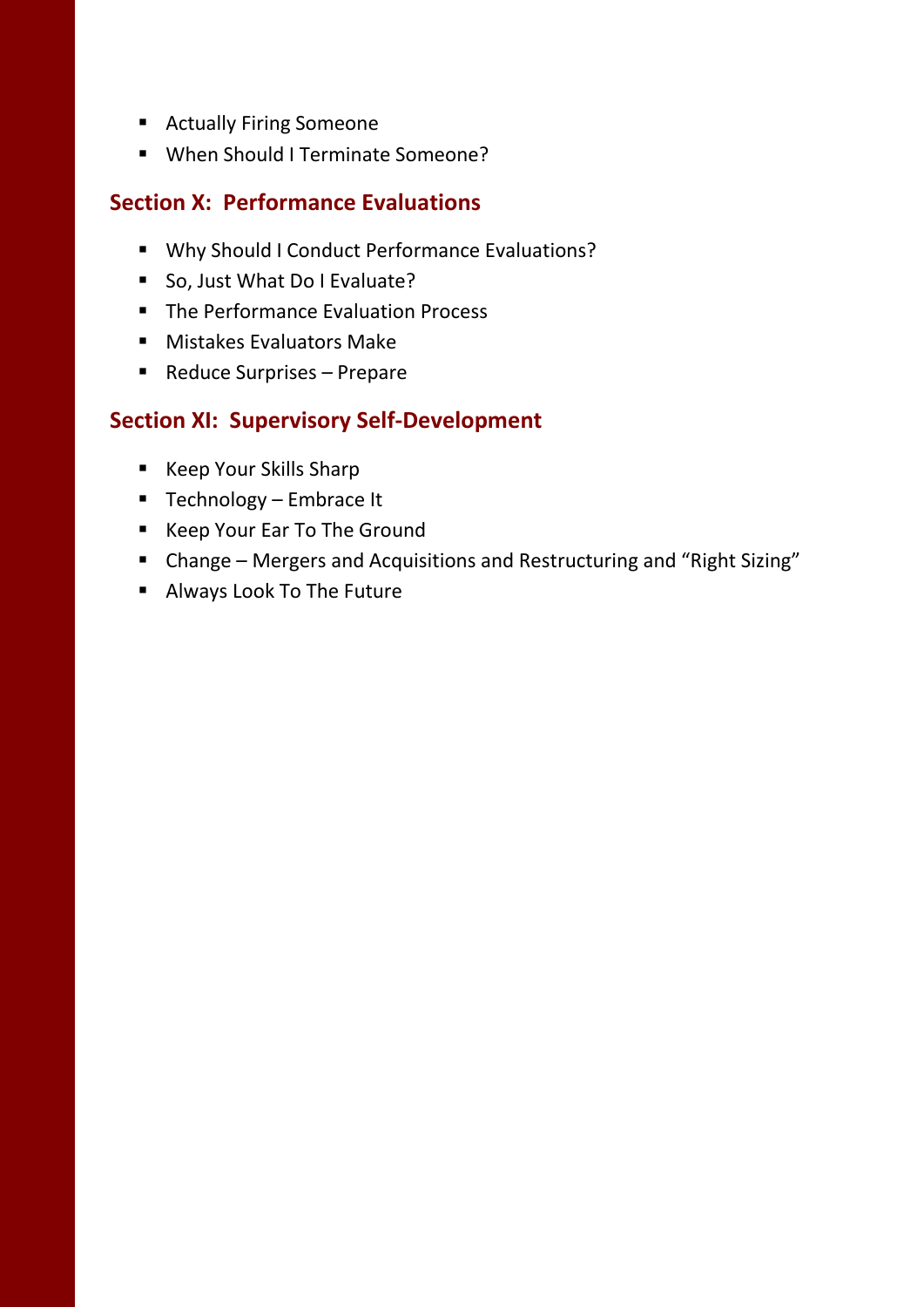- Actually Firing Someone
- When Should I Terminate Someone?

## Section X: Performance Evaluations

- Why Should I Conduct Performance Evaluations?
- So, Just What Do I Evaluate?
- The Performance Evaluation Process
- Mistakes Evaluators Make
- Reduce Surprises – Prepare

## Section XI: Supervisory Self-Development

- Keep Your Skills Sharp
- Technology – Embrace It
- Keep Your Ear To The Ground
- Change – Mergers and Acquisitions and Restructuring and "Right Sizing"
- Always Look To The Future